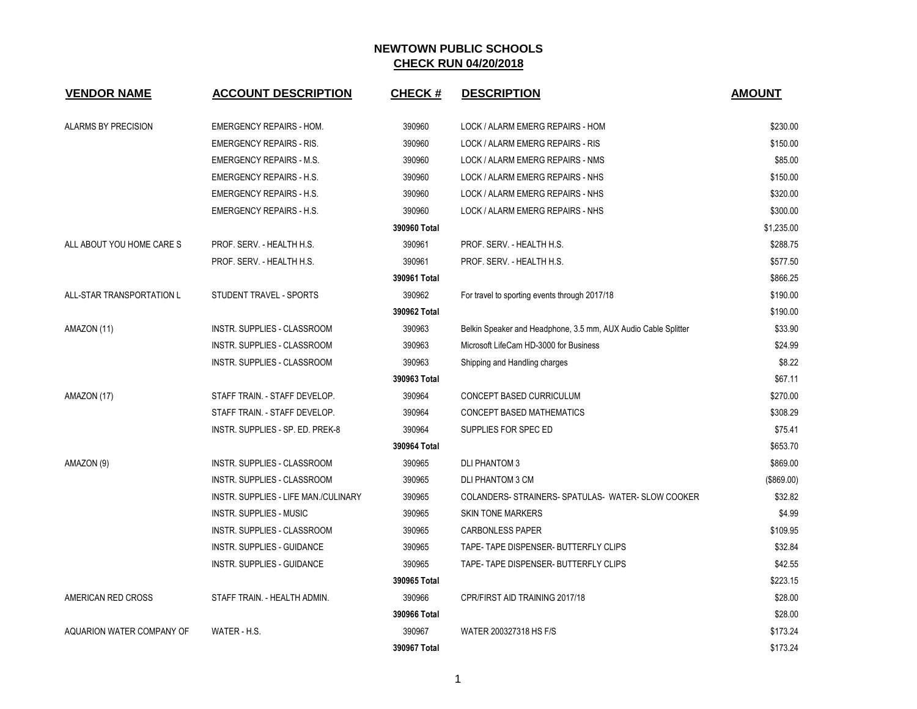# NEWTOWN PUBLIC SCHOOLS

## CHECK RUN 04/20/2018

| VENDOR NAME | ACCOUNT DESCRIPTION | CHECK # | DESCRIPTION | AMOUNT |
|---|---|---|---|---|
| ALARMS BY PRECISION | EMERGENCY REPAIRS - HOM. | 390960 | LOCK / ALARM EMERG REPAIRS - HOM | $230.00 |
| | EMERGENCY REPAIRS - RIS. | 390960 | LOCK / ALARM EMERG REPAIRS - RIS | $150.00 |
| | EMERGENCY REPAIRS - M.S. | 390960 | LOCK / ALARM EMERG REPAIRS - NMS | $85.00 |
| | EMERGENCY REPAIRS - H.S. | 390960 | LOCK / ALARM EMERG REPAIRS - NHS | $150.00 |
| | EMERGENCY REPAIRS - H.S. | 390960 | LOCK / ALARM EMERG REPAIRS - NHS | $320.00 |
| | EMERGENCY REPAIRS - H.S. | 390960 | LOCK / ALARM EMERG REPAIRS - NHS | $300.00 |
| | | **390960 Total** | | $1,235.00 |
| ALL ABOUT YOU HOME CARE S | PROF. SERV. - HEALTH H.S. | 390961 | PROF. SERV. - HEALTH H.S. | $288.75 |
| | PROF. SERV. - HEALTH H.S. | 390961 | PROF. SERV. - HEALTH H.S. | $577.50 |
| | | **390961 Total** | | $866.25 |
| ALL-STAR TRANSPORTATION L | STUDENT TRAVEL - SPORTS | 390962 | For travel to sporting events through 2017/18 | $190.00 |
| | | **390962 Total** | | $190.00 |
| AMAZON (11) | INSTR. SUPPLIES - CLASSROOM | 390963 | Belkin Speaker and Headphone, 3.5 mm, AUX Audio Cable Splitter | $33.90 |
| | INSTR. SUPPLIES - CLASSROOM | 390963 | Microsoft LifeCam HD-3000 for Business | $24.99 |
| | INSTR. SUPPLIES - CLASSROOM | 390963 | Shipping and Handling charges | $8.22 |
| | | **390963 Total** | | $67.11 |
| AMAZON (17) | STAFF TRAIN. - STAFF DEVELOP. | 390964 | CONCEPT BASED CURRICULUM | $270.00 |
| | STAFF TRAIN. - STAFF DEVELOP. | 390964 | CONCEPT BASED MATHEMATICS | $308.29 |
| | INSTR. SUPPLIES - SP. ED. PREK-8 | 390964 | SUPPLIES FOR SPEC ED | $75.41 |
| | | **390964 Total** | | $653.70 |
| AMAZON (9) | INSTR. SUPPLIES - CLASSROOM | 390965 | DLI PHANTOM 3 | $869.00 |
| | INSTR. SUPPLIES - CLASSROOM | 390965 | DLI PHANTOM 3 CM | ($869.00) |
| | INSTR. SUPPLIES - LIFE MAN./CULINARY | 390965 | COLANDERS- STRAINERS- SPATULAS- WATER- SLOW COOKER | $32.82 |
| | INSTR. SUPPLIES - MUSIC | 390965 | SKIN TONE MARKERS | $4.99 |
| | INSTR. SUPPLIES - CLASSROOM | 390965 | CARBONLESS PAPER | $109.95 |
| | INSTR. SUPPLIES - GUIDANCE | 390965 | TAPE- TAPE DISPENSER- BUTTERFLY CLIPS | $32.84 |
| | INSTR. SUPPLIES - GUIDANCE | 390965 | TAPE- TAPE DISPENSER- BUTTERFLY CLIPS | $42.55 |
| | | **390965 Total** | | $223.15 |
| AMERICAN RED CROSS | STAFF TRAIN. - HEALTH ADMIN. | 390966 | CPR/FIRST AID TRAINING 2017/18 | $28.00 |
| | | **390966 Total** | | $28.00 |
| AQUARION WATER COMPANY OF | WATER - H.S. | 390967 | WATER 200327318 HS F/S | $173.24 |
| | | **390967 Total** | | $173.24 |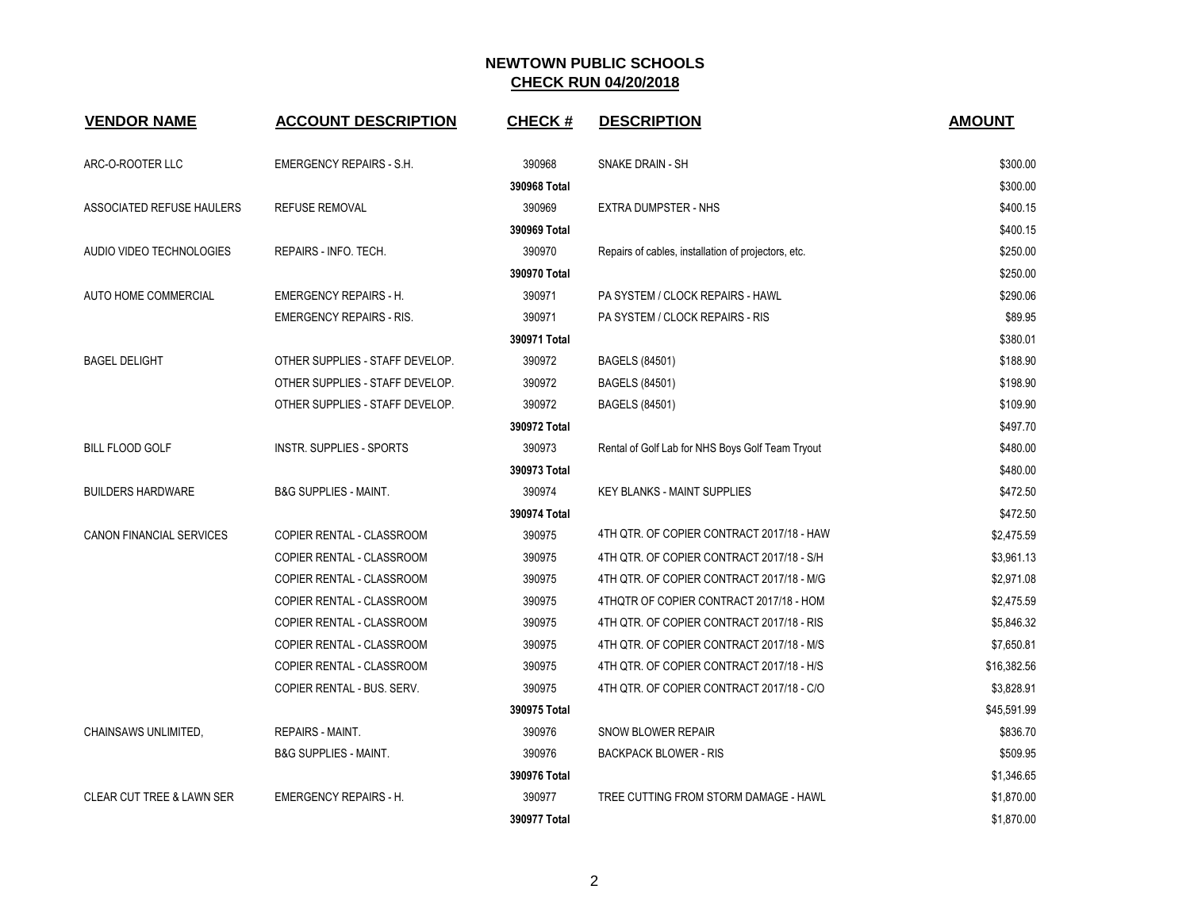# NEWTOWN PUBLIC SCHOOLS

## CHECK RUN 04/20/2018

| VENDOR NAME | ACCOUNT DESCRIPTION | CHECK # | DESCRIPTION | AMOUNT |
|---|---|---|---|---|
| ARC-O-ROOTER LLC | EMERGENCY REPAIRS - S.H. | 390968 | SNAKE DRAIN - SH | $300.00 |
| | | **390968 Total** | | $300.00 |
| ASSOCIATED REFUSE HAULERS | REFUSE REMOVAL | 390969 | EXTRA DUMPSTER - NHS | $400.15 |
| | | **390969 Total** | | $400.15 |
| AUDIO VIDEO TECHNOLOGIES | REPAIRS - INFO. TECH. | 390970 | Repairs of cables, installation of projectors, etc. | $250.00 |
| | | **390970 Total** | | $250.00 |
| AUTO HOME COMMERCIAL | EMERGENCY REPAIRS - H. | 390971 | PA SYSTEM / CLOCK REPAIRS - HAWL | $290.06 |
| | EMERGENCY REPAIRS - RIS. | 390971 | PA SYSTEM / CLOCK REPAIRS - RIS | $89.95 |
| | | **390971 Total** | | $380.01 |
| BAGEL DELIGHT | OTHER SUPPLIES - STAFF DEVELOP. | 390972 | BAGELS (84501) | $188.90 |
| | OTHER SUPPLIES - STAFF DEVELOP. | 390972 | BAGELS (84501) | $198.90 |
| | OTHER SUPPLIES - STAFF DEVELOP. | 390972 | BAGELS (84501) | $109.90 |
| | | **390972 Total** | | $497.70 |
| BILL FLOOD GOLF | INSTR. SUPPLIES - SPORTS | 390973 | Rental of Golf Lab for NHS Boys Golf Team Tryout | $480.00 |
| | | **390973 Total** | | $480.00 |
| BUILDERS HARDWARE | B&G SUPPLIES - MAINT. | 390974 | KEY BLANKS - MAINT SUPPLIES | $472.50 |
| | | **390974 Total** | | $472.50 |
| CANON FINANCIAL SERVICES | COPIER RENTAL - CLASSROOM | 390975 | 4TH QTR. OF COPIER CONTRACT 2017/18 - HAW | $2,475.59 |
| | COPIER RENTAL - CLASSROOM | 390975 | 4TH QTR. OF COPIER CONTRACT 2017/18 - S/H | $3,961.13 |
| | COPIER RENTAL - CLASSROOM | 390975 | 4TH QTR. OF COPIER CONTRACT 2017/18 - M/G | $2,971.08 |
| | COPIER RENTAL - CLASSROOM | 390975 | 4THQTR OF COPIER CONTRACT 2017/18 - HOM | $2,475.59 |
| | COPIER RENTAL - CLASSROOM | 390975 | 4TH QTR. OF COPIER CONTRACT 2017/18 - RIS | $5,846.32 |
| | COPIER RENTAL - CLASSROOM | 390975 | 4TH QTR. OF COPIER CONTRACT 2017/18 - M/S | $7,650.81 |
| | COPIER RENTAL - CLASSROOM | 390975 | 4TH QTR. OF COPIER CONTRACT 2017/18 - H/S | $16,382.56 |
| | COPIER RENTAL - BUS. SERV. | 390975 | 4TH QTR. OF COPIER CONTRACT 2017/18 - C/O | $3,828.91 |
| | | **390975 Total** | | $45,591.99 |
| CHAINSAWS UNLIMITED, | REPAIRS - MAINT. | 390976 | SNOW BLOWER REPAIR | $836.70 |
| | B&G SUPPLIES - MAINT. | 390976 | BACKPACK BLOWER - RIS | $509.95 |
| | | **390976 Total** | | $1,346.65 |
| CLEAR CUT TREE & LAWN SER | EMERGENCY REPAIRS - H. | 390977 | TREE CUTTING FROM STORM DAMAGE - HAWL | $1,870.00 |
| | | **390977 Total** | | $1,870.00 |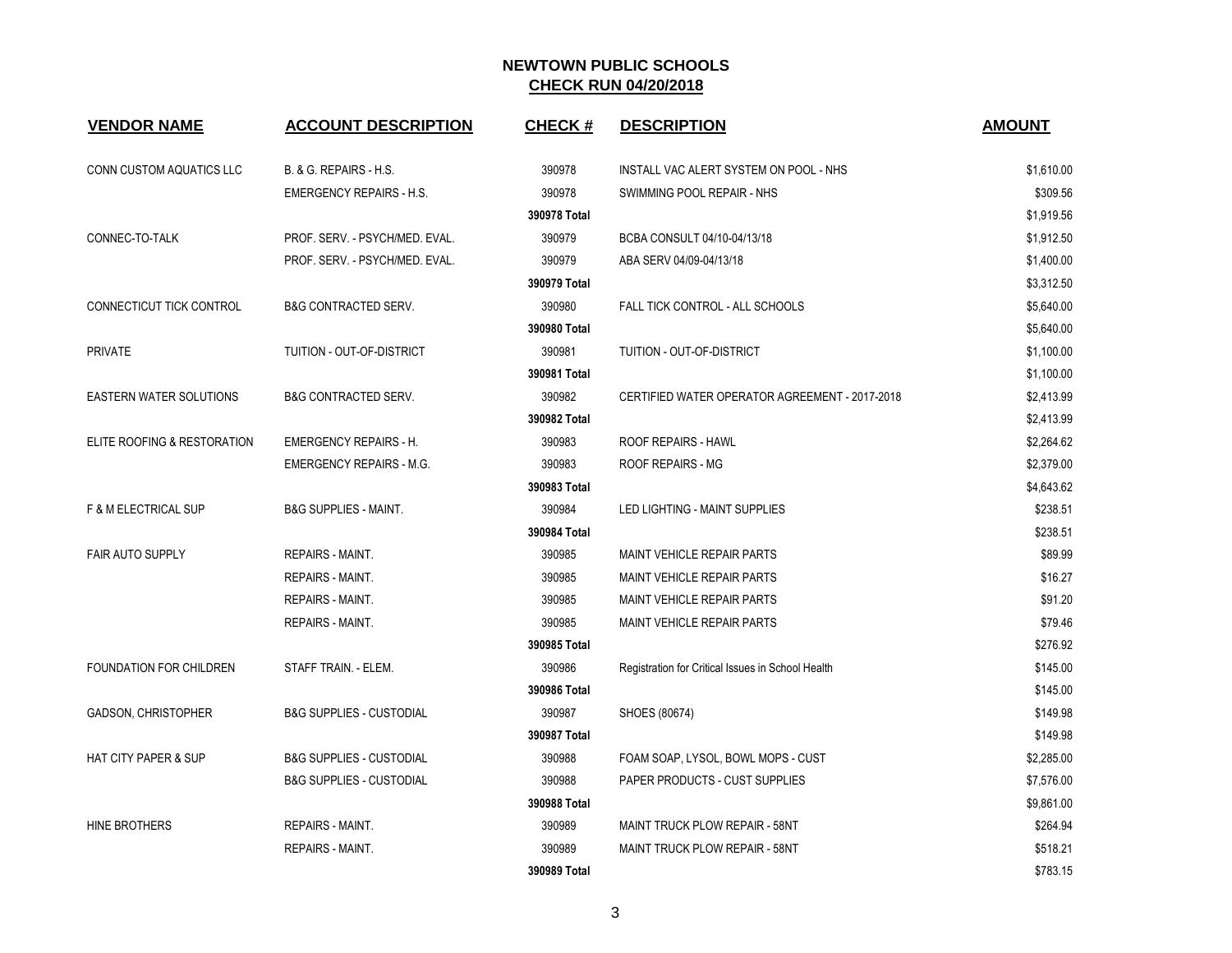# NEWTOWN PUBLIC SCHOOLS

## CHECK RUN 04/20/2018

| VENDOR NAME | ACCOUNT DESCRIPTION | CHECK # | DESCRIPTION | AMOUNT |
|---|---|---|---|---|
| CONN CUSTOM AQUATICS LLC | B. & G. REPAIRS - H.S. | 390978 | INSTALL VAC ALERT SYSTEM ON POOL - NHS | $1,610.00 |
| | EMERGENCY REPAIRS - H.S. | 390978 | SWIMMING POOL REPAIR - NHS | $309.56 |
| | | **390978 Total** | | $1,919.56 |
| CONNEC-TO-TALK | PROF. SERV. - PSYCH/MED. EVAL. | 390979 | BCBA CONSULT 04/10-04/13/18 | $1,912.50 |
| | PROF. SERV. - PSYCH/MED. EVAL. | 390979 | ABA SERV 04/09-04/13/18 | $1,400.00 |
| | | **390979 Total** | | $3,312.50 |
| CONNECTICUT TICK CONTROL | B&G CONTRACTED SERV. | 390980 | FALL TICK CONTROL - ALL SCHOOLS | $5,640.00 |
| | | **390980 Total** | | $5,640.00 |
| PRIVATE | TUITION - OUT-OF-DISTRICT | 390981 | TUITION - OUT-OF-DISTRICT | $1,100.00 |
| | | **390981 Total** | | $1,100.00 |
| EASTERN WATER SOLUTIONS | B&G CONTRACTED SERV. | 390982 | CERTIFIED WATER OPERATOR AGREEMENT - 2017-2018 | $2,413.99 |
| | | **390982 Total** | | $2,413.99 |
| ELITE ROOFING & RESTORATION | EMERGENCY REPAIRS - H. | 390983 | ROOF REPAIRS - HAWL | $2,264.62 |
| | EMERGENCY REPAIRS - M.G. | 390983 | ROOF REPAIRS - MG | $2,379.00 |
| | | **390983 Total** | | $4,643.62 |
| F & M ELECTRICAL SUP | B&G SUPPLIES - MAINT. | 390984 | LED LIGHTING - MAINT SUPPLIES | $238.51 |
| | | **390984 Total** | | $238.51 |
| FAIR AUTO SUPPLY | REPAIRS - MAINT. | 390985 | MAINT VEHICLE REPAIR PARTS | $89.99 |
| | REPAIRS - MAINT. | 390985 | MAINT VEHICLE REPAIR PARTS | $16.27 |
| | REPAIRS - MAINT. | 390985 | MAINT VEHICLE REPAIR PARTS | $91.20 |
| | REPAIRS - MAINT. | 390985 | MAINT VEHICLE REPAIR PARTS | $79.46 |
| | | **390985 Total** | | $276.92 |
| FOUNDATION FOR CHILDREN | STAFF TRAIN. - ELEM. | 390986 | Registration for Critical Issues in School Health | $145.00 |
| | | **390986 Total** | | $145.00 |
| GADSON, CHRISTOPHER | B&G SUPPLIES - CUSTODIAL | 390987 | SHOES (80674) | $149.98 |
| | | **390987 Total** | | $149.98 |
| HAT CITY PAPER & SUP | B&G SUPPLIES - CUSTODIAL | 390988 | FOAM SOAP, LYSOL, BOWL MOPS - CUST | $2,285.00 |
| | B&G SUPPLIES - CUSTODIAL | 390988 | PAPER PRODUCTS - CUST SUPPLIES | $7,576.00 |
| | | **390988 Total** | | $9,861.00 |
| HINE BROTHERS | REPAIRS - MAINT. | 390989 | MAINT TRUCK PLOW REPAIR - 58NT | $264.94 |
| | REPAIRS - MAINT. | 390989 | MAINT TRUCK PLOW REPAIR - 58NT | $518.21 |
| | | **390989 Total** | | $783.15 |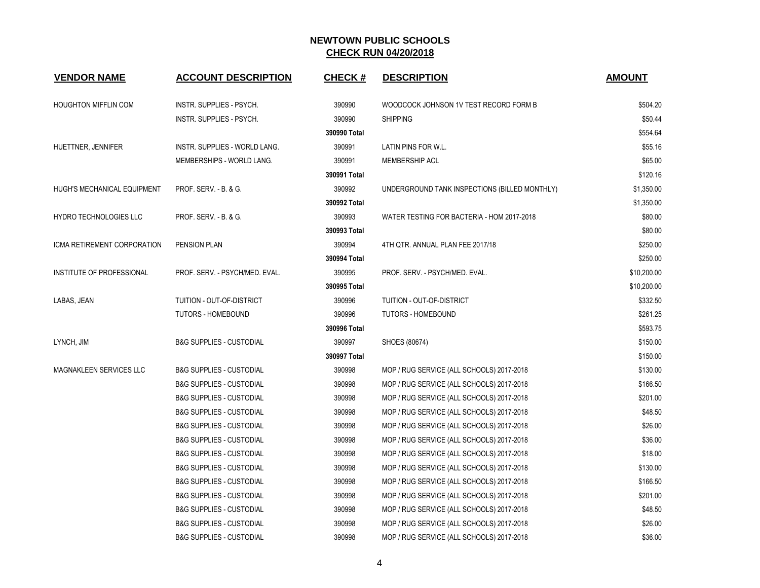# NEWTOWN PUBLIC SCHOOLS

## CHECK RUN 04/20/2018

| VENDOR NAME | ACCOUNT DESCRIPTION | CHECK # | DESCRIPTION | AMOUNT |
|---|---|---|---|---|
| HOUGHTON MIFFLIN COM | INSTR. SUPPLIES - PSYCH. | 390990 | WOODCOCK JOHNSON 1V TEST RECORD FORM B | $504.20 |
| | INSTR. SUPPLIES - PSYCH. | 390990 | SHIPPING | $50.44 |
| | | **390990 Total** | | $554.64 |
| HUETTNER, JENNIFER | INSTR. SUPPLIES - WORLD LANG. | 390991 | LATIN PINS FOR W.L. | $55.16 |
| | MEMBERSHIPS - WORLD LANG. | 390991 | MEMBERSHIP ACL | $65.00 |
| | | **390991 Total** | | $120.16 |
| HUGH'S MECHANICAL EQUIPMENT | PROF. SERV. - B. & G. | 390992 | UNDERGROUND TANK INSPECTIONS (BILLED MONTHLY) | $1,350.00 |
| | | **390992 Total** | | $1,350.00 |
| HYDRO TECHNOLOGIES LLC | PROF. SERV. - B. & G. | 390993 | WATER TESTING FOR BACTERIA - HOM 2017-2018 | $80.00 |
| | | **390993 Total** | | $80.00 |
| ICMA RETIREMENT CORPORATION | PENSION PLAN | 390994 | 4TH QTR. ANNUAL PLAN FEE 2017/18 | $250.00 |
| | | **390994 Total** | | $250.00 |
| INSTITUTE OF PROFESSIONAL | PROF. SERV. - PSYCH/MED. EVAL. | 390995 | PROF. SERV. - PSYCH/MED. EVAL. | $10,200.00 |
| | | **390995 Total** | | $10,200.00 |
| LABAS, JEAN | TUITION - OUT-OF-DISTRICT | 390996 | TUITION - OUT-OF-DISTRICT | $332.50 |
| | TUTORS - HOMEBOUND | 390996 | TUTORS - HOMEBOUND | $261.25 |
| | | **390996 Total** | | $593.75 |
| LYNCH, JIM | B&G SUPPLIES - CUSTODIAL | 390997 | SHOES (80674) | $150.00 |
| | | **390997 Total** | | $150.00 |
| MAGNAKLEEN SERVICES LLC | B&G SUPPLIES - CUSTODIAL | 390998 | MOP / RUG SERVICE (ALL SCHOOLS) 2017-2018 | $130.00 |
| | B&G SUPPLIES - CUSTODIAL | 390998 | MOP / RUG SERVICE (ALL SCHOOLS) 2017-2018 | $166.50 |
| | B&G SUPPLIES - CUSTODIAL | 390998 | MOP / RUG SERVICE (ALL SCHOOLS) 2017-2018 | $201.00 |
| | B&G SUPPLIES - CUSTODIAL | 390998 | MOP / RUG SERVICE (ALL SCHOOLS) 2017-2018 | $48.50 |
| | B&G SUPPLIES - CUSTODIAL | 390998 | MOP / RUG SERVICE (ALL SCHOOLS) 2017-2018 | $26.00 |
| | B&G SUPPLIES - CUSTODIAL | 390998 | MOP / RUG SERVICE (ALL SCHOOLS) 2017-2018 | $36.00 |
| | B&G SUPPLIES - CUSTODIAL | 390998 | MOP / RUG SERVICE (ALL SCHOOLS) 2017-2018 | $18.00 |
| | B&G SUPPLIES - CUSTODIAL | 390998 | MOP / RUG SERVICE (ALL SCHOOLS) 2017-2018 | $130.00 |
| | B&G SUPPLIES - CUSTODIAL | 390998 | MOP / RUG SERVICE (ALL SCHOOLS) 2017-2018 | $166.50 |
| | B&G SUPPLIES - CUSTODIAL | 390998 | MOP / RUG SERVICE (ALL SCHOOLS) 2017-2018 | $201.00 |
| | B&G SUPPLIES - CUSTODIAL | 390998 | MOP / RUG SERVICE (ALL SCHOOLS) 2017-2018 | $48.50 |
| | B&G SUPPLIES - CUSTODIAL | 390998 | MOP / RUG SERVICE (ALL SCHOOLS) 2017-2018 | $26.00 |
| | B&G SUPPLIES - CUSTODIAL | 390998 | MOP / RUG SERVICE (ALL SCHOOLS) 2017-2018 | $36.00 |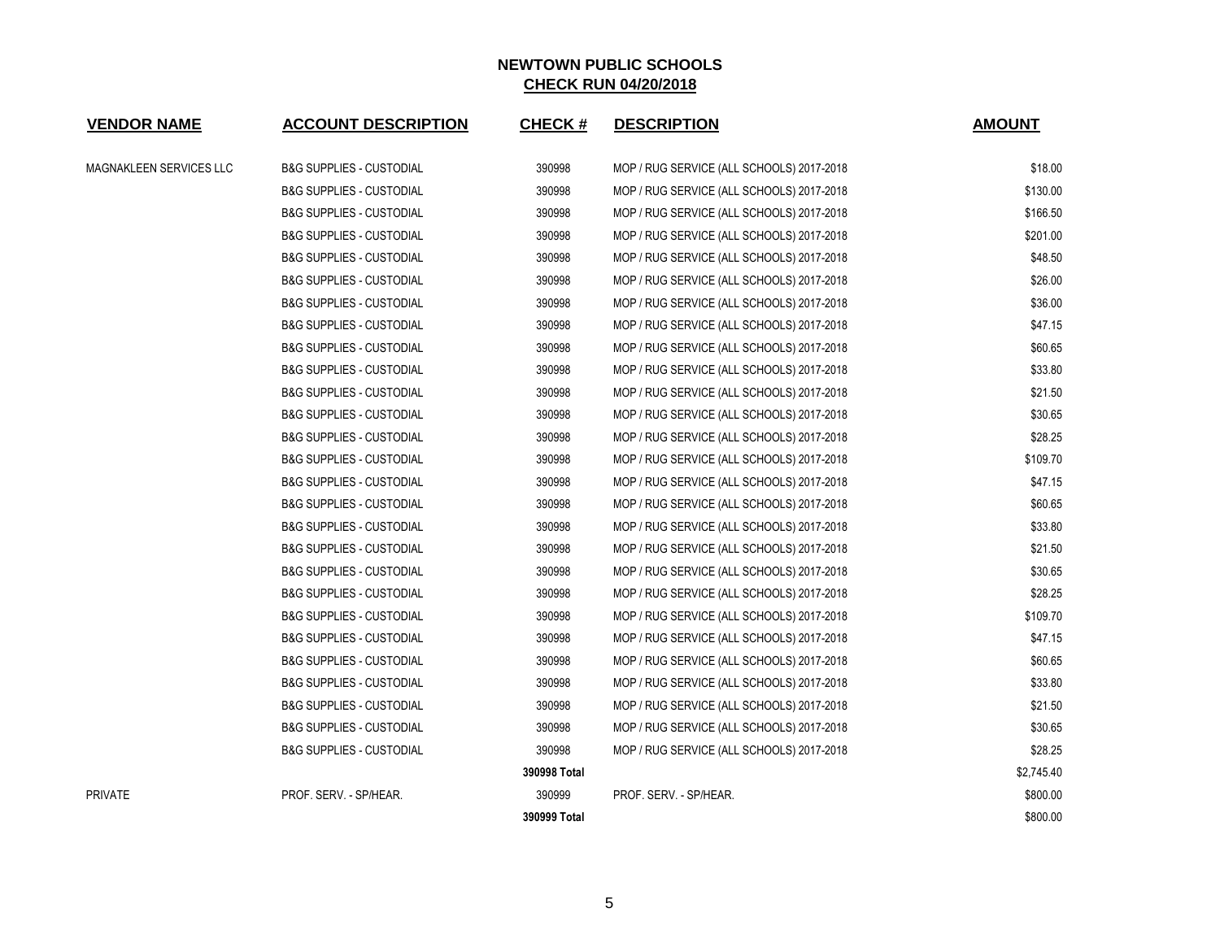# NEWTOWN PUBLIC SCHOOLS
## CHECK RUN 04/20/2018

| VENDOR NAME | ACCOUNT DESCRIPTION | CHECK # | DESCRIPTION | AMOUNT |
|---|---|---|---|---|
| MAGNAKLEEN SERVICES LLC | B&G SUPPLIES - CUSTODIAL | 390998 | MOP / RUG SERVICE (ALL SCHOOLS) 2017-2018 | $18.00 |
| | B&G SUPPLIES - CUSTODIAL | 390998 | MOP / RUG SERVICE (ALL SCHOOLS) 2017-2018 | $130.00 |
| | B&G SUPPLIES - CUSTODIAL | 390998 | MOP / RUG SERVICE (ALL SCHOOLS) 2017-2018 | $166.50 |
| | B&G SUPPLIES - CUSTODIAL | 390998 | MOP / RUG SERVICE (ALL SCHOOLS) 2017-2018 | $201.00 |
| | B&G SUPPLIES - CUSTODIAL | 390998 | MOP / RUG SERVICE (ALL SCHOOLS) 2017-2018 | $48.50 |
| | B&G SUPPLIES - CUSTODIAL | 390998 | MOP / RUG SERVICE (ALL SCHOOLS) 2017-2018 | $26.00 |
| | B&G SUPPLIES - CUSTODIAL | 390998 | MOP / RUG SERVICE (ALL SCHOOLS) 2017-2018 | $36.00 |
| | B&G SUPPLIES - CUSTODIAL | 390998 | MOP / RUG SERVICE (ALL SCHOOLS) 2017-2018 | $47.15 |
| | B&G SUPPLIES - CUSTODIAL | 390998 | MOP / RUG SERVICE (ALL SCHOOLS) 2017-2018 | $60.65 |
| | B&G SUPPLIES - CUSTODIAL | 390998 | MOP / RUG SERVICE (ALL SCHOOLS) 2017-2018 | $33.80 |
| | B&G SUPPLIES - CUSTODIAL | 390998 | MOP / RUG SERVICE (ALL SCHOOLS) 2017-2018 | $21.50 |
| | B&G SUPPLIES - CUSTODIAL | 390998 | MOP / RUG SERVICE (ALL SCHOOLS) 2017-2018 | $30.65 |
| | B&G SUPPLIES - CUSTODIAL | 390998 | MOP / RUG SERVICE (ALL SCHOOLS) 2017-2018 | $28.25 |
| | B&G SUPPLIES - CUSTODIAL | 390998 | MOP / RUG SERVICE (ALL SCHOOLS) 2017-2018 | $109.70 |
| | B&G SUPPLIES - CUSTODIAL | 390998 | MOP / RUG SERVICE (ALL SCHOOLS) 2017-2018 | $47.15 |
| | B&G SUPPLIES - CUSTODIAL | 390998 | MOP / RUG SERVICE (ALL SCHOOLS) 2017-2018 | $60.65 |
| | B&G SUPPLIES - CUSTODIAL | 390998 | MOP / RUG SERVICE (ALL SCHOOLS) 2017-2018 | $33.80 |
| | B&G SUPPLIES - CUSTODIAL | 390998 | MOP / RUG SERVICE (ALL SCHOOLS) 2017-2018 | $21.50 |
| | B&G SUPPLIES - CUSTODIAL | 390998 | MOP / RUG SERVICE (ALL SCHOOLS) 2017-2018 | $30.65 |
| | B&G SUPPLIES - CUSTODIAL | 390998 | MOP / RUG SERVICE (ALL SCHOOLS) 2017-2018 | $28.25 |
| | B&G SUPPLIES - CUSTODIAL | 390998 | MOP / RUG SERVICE (ALL SCHOOLS) 2017-2018 | $109.70 |
| | B&G SUPPLIES - CUSTODIAL | 390998 | MOP / RUG SERVICE (ALL SCHOOLS) 2017-2018 | $47.15 |
| | B&G SUPPLIES - CUSTODIAL | 390998 | MOP / RUG SERVICE (ALL SCHOOLS) 2017-2018 | $60.65 |
| | B&G SUPPLIES - CUSTODIAL | 390998 | MOP / RUG SERVICE (ALL SCHOOLS) 2017-2018 | $33.80 |
| | B&G SUPPLIES - CUSTODIAL | 390998 | MOP / RUG SERVICE (ALL SCHOOLS) 2017-2018 | $21.50 |
| | B&G SUPPLIES - CUSTODIAL | 390998 | MOP / RUG SERVICE (ALL SCHOOLS) 2017-2018 | $30.65 |
| | B&G SUPPLIES - CUSTODIAL | 390998 | MOP / RUG SERVICE (ALL SCHOOLS) 2017-2018 | $28.25 |
| | | **390998 Total** | | $2,745.40 |
| PRIVATE | PROF. SERV. - SP/HEAR. | 390999 | PROF. SERV. - SP/HEAR. | $800.00 |
| | | **390999 Total** | | $800.00 |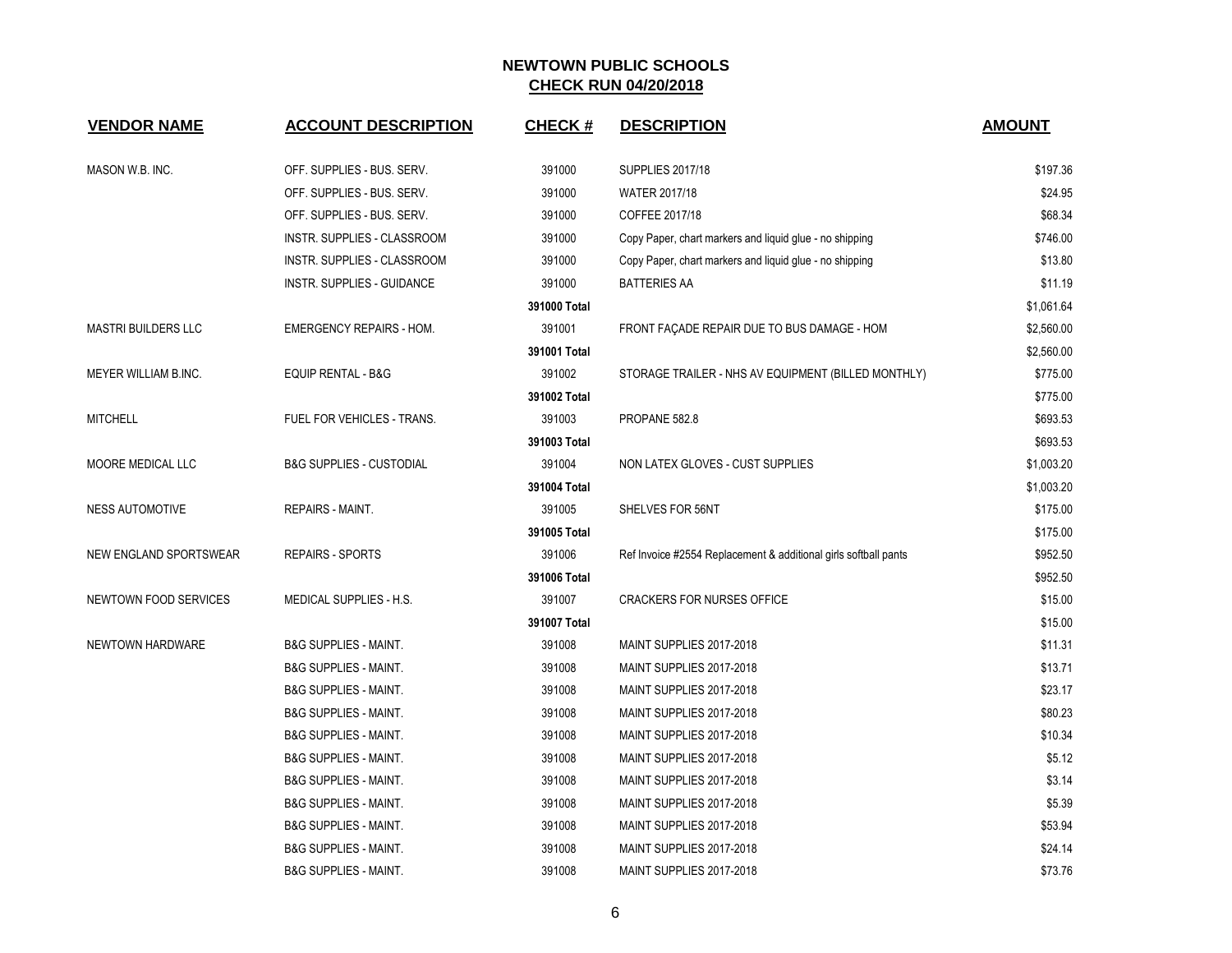**NEWTOWN PUBLIC SCHOOLS**
**CHECK RUN 04/20/2018**

| VENDOR NAME | ACCOUNT DESCRIPTION | CHECK # | DESCRIPTION | AMOUNT |
|---|---|---|---|---|
| MASON W.B. INC. | OFF. SUPPLIES - BUS. SERV. | 391000 | SUPPLIES 2017/18 | $197.36 |
| | OFF. SUPPLIES - BUS. SERV. | 391000 | WATER 2017/18 | $24.95 |
| | OFF. SUPPLIES - BUS. SERV. | 391000 | COFFEE 2017/18 | $68.34 |
| | INSTR. SUPPLIES - CLASSROOM | 391000 | Copy Paper, chart markers and liquid glue - no shipping | $746.00 |
| | INSTR. SUPPLIES - CLASSROOM | 391000 | Copy Paper, chart markers and liquid glue - no shipping | $13.80 |
| | INSTR. SUPPLIES - GUIDANCE | 391000 | BATTERIES AA | $11.19 |
| | | **391000 Total** | | $1,061.64 |
| MASTRI BUILDERS LLC | EMERGENCY REPAIRS - HOM. | 391001 | FRONT FAÇADE REPAIR DUE TO BUS DAMAGE - HOM | $2,560.00 |
| | | **391001 Total** | | $2,560.00 |
| MEYER WILLIAM B.INC. | EQUIP RENTAL - B&G | 391002 | STORAGE TRAILER - NHS AV EQUIPMENT (BILLED MONTHLY) | $775.00 |
| | | **391002 Total** | | $775.00 |
| MITCHELL | FUEL FOR VEHICLES - TRANS. | 391003 | PROPANE 582.8 | $693.53 |
| | | **391003 Total** | | $693.53 |
| MOORE MEDICAL LLC | B&G SUPPLIES - CUSTODIAL | 391004 | NON LATEX GLOVES - CUST SUPPLIES | $1,003.20 |
| | | **391004 Total** | | $1,003.20 |
| NESS AUTOMOTIVE | REPAIRS - MAINT. | 391005 | SHELVES FOR 56NT | $175.00 |
| | | **391005 Total** | | $175.00 |
| NEW ENGLAND SPORTSWEAR | REPAIRS - SPORTS | 391006 | Ref Invoice #2554 Replacement & additional girls softball pants | $952.50 |
| | | **391006 Total** | | $952.50 |
| NEWTOWN FOOD SERVICES | MEDICAL SUPPLIES - H.S. | 391007 | CRACKERS FOR NURSES OFFICE | $15.00 |
| | | **391007 Total** | | $15.00 |
| NEWTOWN HARDWARE | B&G SUPPLIES - MAINT. | 391008 | MAINT SUPPLIES 2017-2018 | $11.31 |
| | B&G SUPPLIES - MAINT. | 391008 | MAINT SUPPLIES 2017-2018 | $13.71 |
| | B&G SUPPLIES - MAINT. | 391008 | MAINT SUPPLIES 2017-2018 | $23.17 |
| | B&G SUPPLIES - MAINT. | 391008 | MAINT SUPPLIES 2017-2018 | $80.23 |
| | B&G SUPPLIES - MAINT. | 391008 | MAINT SUPPLIES 2017-2018 | $10.34 |
| | B&G SUPPLIES - MAINT. | 391008 | MAINT SUPPLIES 2017-2018 | $5.12 |
| | B&G SUPPLIES - MAINT. | 391008 | MAINT SUPPLIES 2017-2018 | $3.14 |
| | B&G SUPPLIES - MAINT. | 391008 | MAINT SUPPLIES 2017-2018 | $5.39 |
| | B&G SUPPLIES - MAINT. | 391008 | MAINT SUPPLIES 2017-2018 | $53.94 |
| | B&G SUPPLIES - MAINT. | 391008 | MAINT SUPPLIES 2017-2018 | $24.14 |
| | B&G SUPPLIES - MAINT. | 391008 | MAINT SUPPLIES 2017-2018 | $73.76 |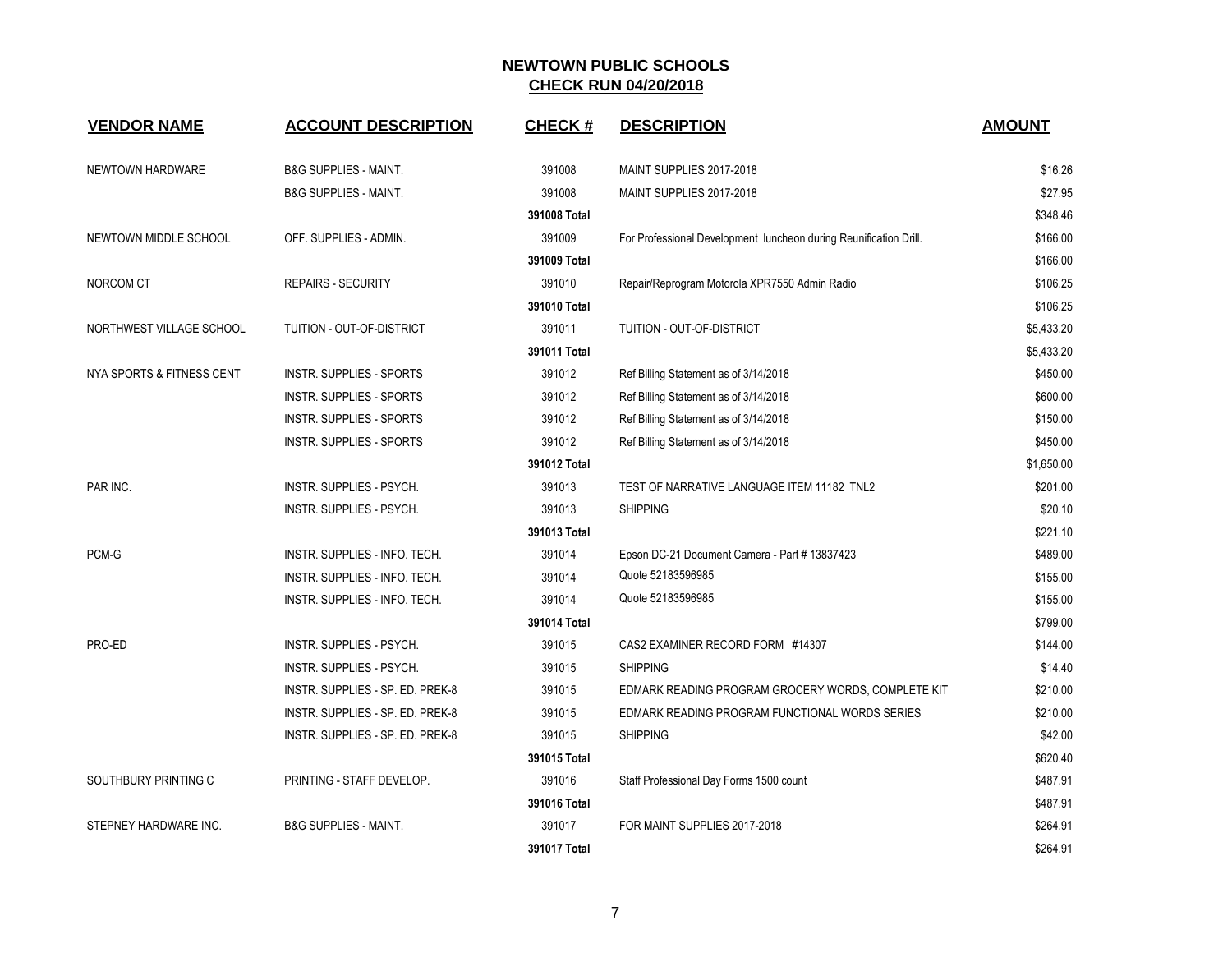# NEWTOWN PUBLIC SCHOOLS

## CHECK RUN 04/20/2018

| VENDOR NAME | ACCOUNT DESCRIPTION | CHECK # | DESCRIPTION | AMOUNT |
|---|---|---|---|---|
| NEWTOWN HARDWARE | B&G SUPPLIES - MAINT. | 391008 | MAINT SUPPLIES 2017-2018 | $16.26 |
| | B&G SUPPLIES - MAINT. | 391008 | MAINT SUPPLIES 2017-2018 | $27.95 |
| | | **391008 Total** | | $348.46 |
| NEWTOWN MIDDLE SCHOOL | OFF. SUPPLIES - ADMIN. | 391009 | For Professional Development luncheon during Reunification Drill. | $166.00 |
| | | **391009 Total** | | $166.00 |
| NORCOM CT | REPAIRS - SECURITY | 391010 | Repair/Reprogram Motorola XPR7550 Admin Radio | $106.25 |
| | | **391010 Total** | | $106.25 |
| NORTHWEST VILLAGE SCHOOL | TUITION - OUT-OF-DISTRICT | 391011 | TUITION - OUT-OF-DISTRICT | $5,433.20 |
| | | **391011 Total** | | $5,433.20 |
| NYA SPORTS & FITNESS CENT | INSTR. SUPPLIES - SPORTS | 391012 | Ref Billing Statement as of 3/14/2018 | $450.00 |
| | INSTR. SUPPLIES - SPORTS | 391012 | Ref Billing Statement as of 3/14/2018 | $600.00 |
| | INSTR. SUPPLIES - SPORTS | 391012 | Ref Billing Statement as of 3/14/2018 | $150.00 |
| | INSTR. SUPPLIES - SPORTS | 391012 | Ref Billing Statement as of 3/14/2018 | $450.00 |
| | | **391012 Total** | | $1,650.00 |
| PAR INC. | INSTR. SUPPLIES - PSYCH. | 391013 | TEST OF NARRATIVE LANGUAGE ITEM 11182 TNL2 | $201.00 |
| | INSTR. SUPPLIES - PSYCH. | 391013 | SHIPPING | $20.10 |
| | | **391013 Total** | | $221.10 |
| PCM-G | INSTR. SUPPLIES - INFO. TECH. | 391014 | Epson DC-21 Document Camera - Part # 13837423 | $489.00 |
| | INSTR. SUPPLIES - INFO. TECH. | 391014 | Quote 52183596985 | $155.00 |
| | INSTR. SUPPLIES - INFO. TECH. | 391014 | Quote 52183596985 | $155.00 |
| | | **391014 Total** | | $799.00 |
| PRO-ED | INSTR. SUPPLIES - PSYCH. | 391015 | CAS2 EXAMINER RECORD FORM #14307 | $144.00 |
| | INSTR. SUPPLIES - PSYCH. | 391015 | SHIPPING | $14.40 |
| | INSTR. SUPPLIES - SP. ED. PREK-8 | 391015 | EDMARK READING PROGRAM GROCERY WORDS, COMPLETE KIT | $210.00 |
| | INSTR. SUPPLIES - SP. ED. PREK-8 | 391015 | EDMARK READING PROGRAM FUNCTIONAL WORDS SERIES | $210.00 |
| | INSTR. SUPPLIES - SP. ED. PREK-8 | 391015 | SHIPPING | $42.00 |
| | | **391015 Total** | | $620.40 |
| SOUTHBURY PRINTING C | PRINTING - STAFF DEVELOP. | 391016 | Staff Professional Day Forms 1500 count | $487.91 |
| | | **391016 Total** | | $487.91 |
| STEPNEY HARDWARE INC. | B&G SUPPLIES - MAINT. | 391017 | FOR MAINT SUPPLIES 2017-2018 | $264.91 |
| | | **391017 Total** | | $264.91 |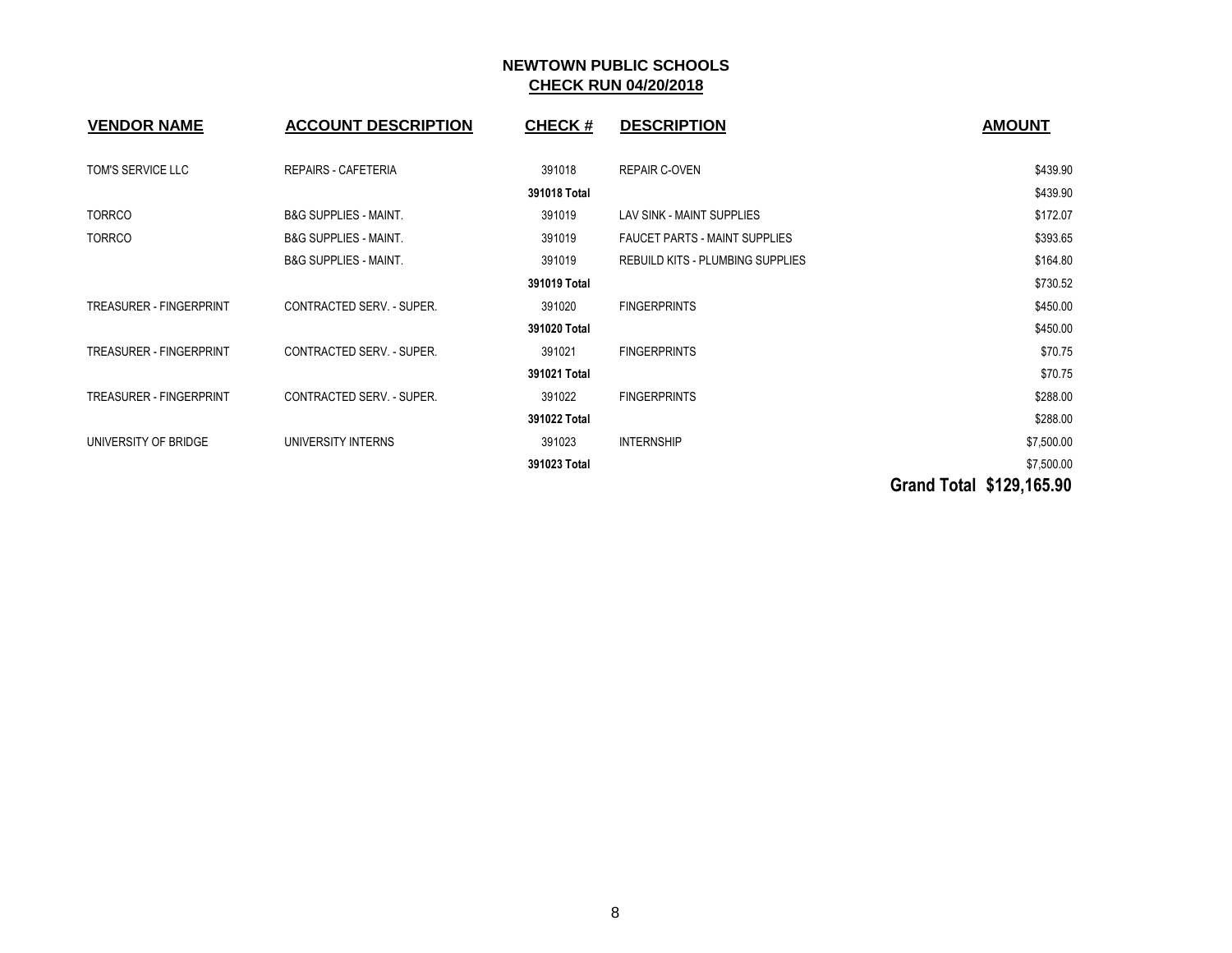**NEWTOWN PUBLIC SCHOOLS**

**CHECK RUN 04/20/2018**

| VENDOR NAME | ACCOUNT DESCRIPTION | CHECK # | DESCRIPTION | AMOUNT |
|---|---|---|---|---|
| TOM'S SERVICE LLC | REPAIRS - CAFETERIA | 391018 | REPAIR C-OVEN | $439.90 |
| | | **391018 Total** | | $439.90 |
| TORRCO | B&G SUPPLIES - MAINT. | 391019 | LAV SINK - MAINT SUPPLIES | $172.07 |
| TORRCO | B&G SUPPLIES - MAINT. | 391019 | FAUCET PARTS - MAINT SUPPLIES | $393.65 |
| | B&G SUPPLIES - MAINT. | 391019 | REBUILD KITS - PLUMBING SUPPLIES | $164.80 |
| | | **391019 Total** | | $730.52 |
| TREASURER - FINGERPRINT | CONTRACTED SERV. - SUPER. | 391020 | FINGERPRINTS | $450.00 |
| | | **391020 Total** | | $450.00 |
| TREASURER - FINGERPRINT | CONTRACTED SERV. - SUPER. | 391021 | FINGERPRINTS | $70.75 |
| | | **391021 Total** | | $70.75 |
| TREASURER - FINGERPRINT | CONTRACTED SERV. - SUPER. | 391022 | FINGERPRINTS | $288.00 |
| | | **391022 Total** | | $288.00 |
| UNIVERSITY OF BRIDGE | UNIVERSITY INTERNS | 391023 | INTERNSHIP | $7,500.00 |
| | | **391023 Total** | | $7,500.00 |
| | | | **Grand Total** | **$129,165.90** |